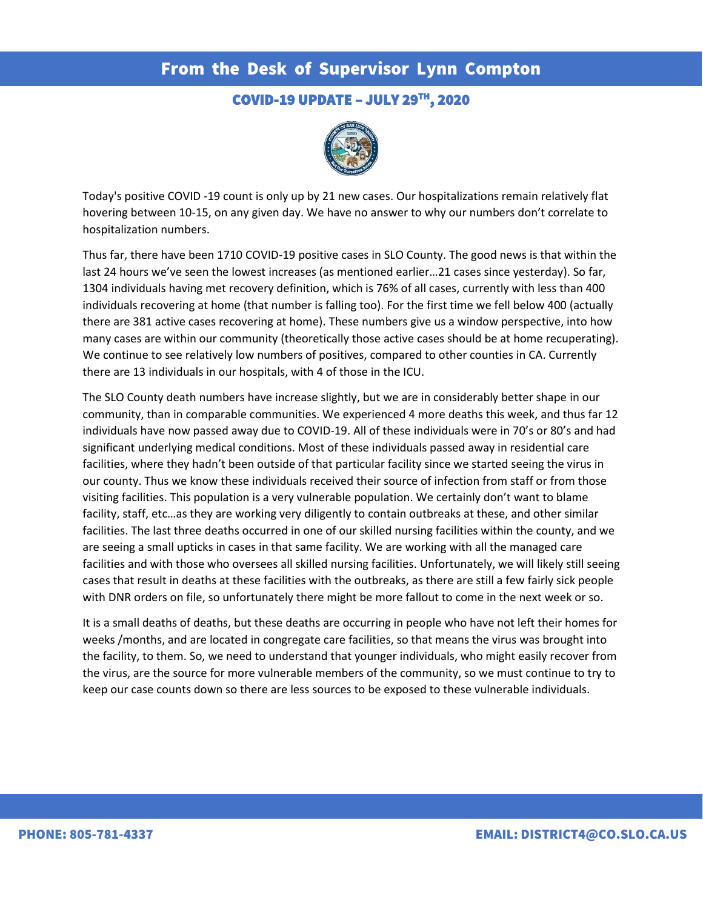# From the Desk of Supervisor Lynn Compton

## COVID-19 UPDATE – JULY 29TH, 2020

Today's positive COVID -19 count is only up by 21 new cases. Our hospitalizations remain relatively flat hovering between 10-15, on any given day. We have no answer to why our numbers don't correlate to hospitalization numbers.

Thus far, there have been 1710 COVID-19 positive cases in SLO County. The good news is that within the last 24 hours we've seen the lowest increases (as mentioned earlier…21 cases since yesterday). So far, 1304 individuals having met recovery definition, which is 76% of all cases, currently with less than 400 individuals recovering at home (that number is falling too). For the first time we fell below 400 (actually there are 381 active cases recovering at home). These numbers give us a window perspective, into how many cases are within our community (theoretically those active cases should be at home recuperating). We continue to see relatively low numbers of positives, compared to other counties in CA. Currently there are 13 individuals in our hospitals, with 4 of those in the ICU.

The SLO County death numbers have increase slightly, but we are in considerably better shape in our community, than in comparable communities. We experienced 4 more deaths this week, and thus far 12 individuals have now passed away due to COVID-19. All of these individuals were in 70's or 80's and had significant underlying medical conditions. Most of these individuals passed away in residential care facilities, where they hadn't been outside of that particular facility since we started seeing the virus in our county. Thus we know these individuals received their source of infection from staff or from those visiting facilities. This population is a very vulnerable population. We certainly don't want to blame facility, staff, etc…as they are working very diligently to contain outbreaks at these, and other similar facilities. The last three deaths occurred in one of our skilled nursing facilities within the county, and we are seeing a small upticks in cases in that same facility. We are working with all the managed care facilities and with those who oversees all skilled nursing facilities. Unfortunately, we will likely still seeing cases that result in deaths at these facilities with the outbreaks, as there are still a few fairly sick people with DNR orders on file, so unfortunately there might be more fallout to come in the next week or so.

It is a small deaths of deaths, but these deaths are occurring in people who have not left their homes for weeks /months, and are located in congregate care facilities, so that means the virus was brought into the facility, to them. So, we need to understand that younger individuals, who might easily recover from the virus, are the source for more vulnerable members of the community, so we must continue to try to keep our case counts down so there are less sources to be exposed to these vulnerable individuals.

PHONE: 805-781-4337 EMAIL: DISTRICT4@CO.SLO.CA.US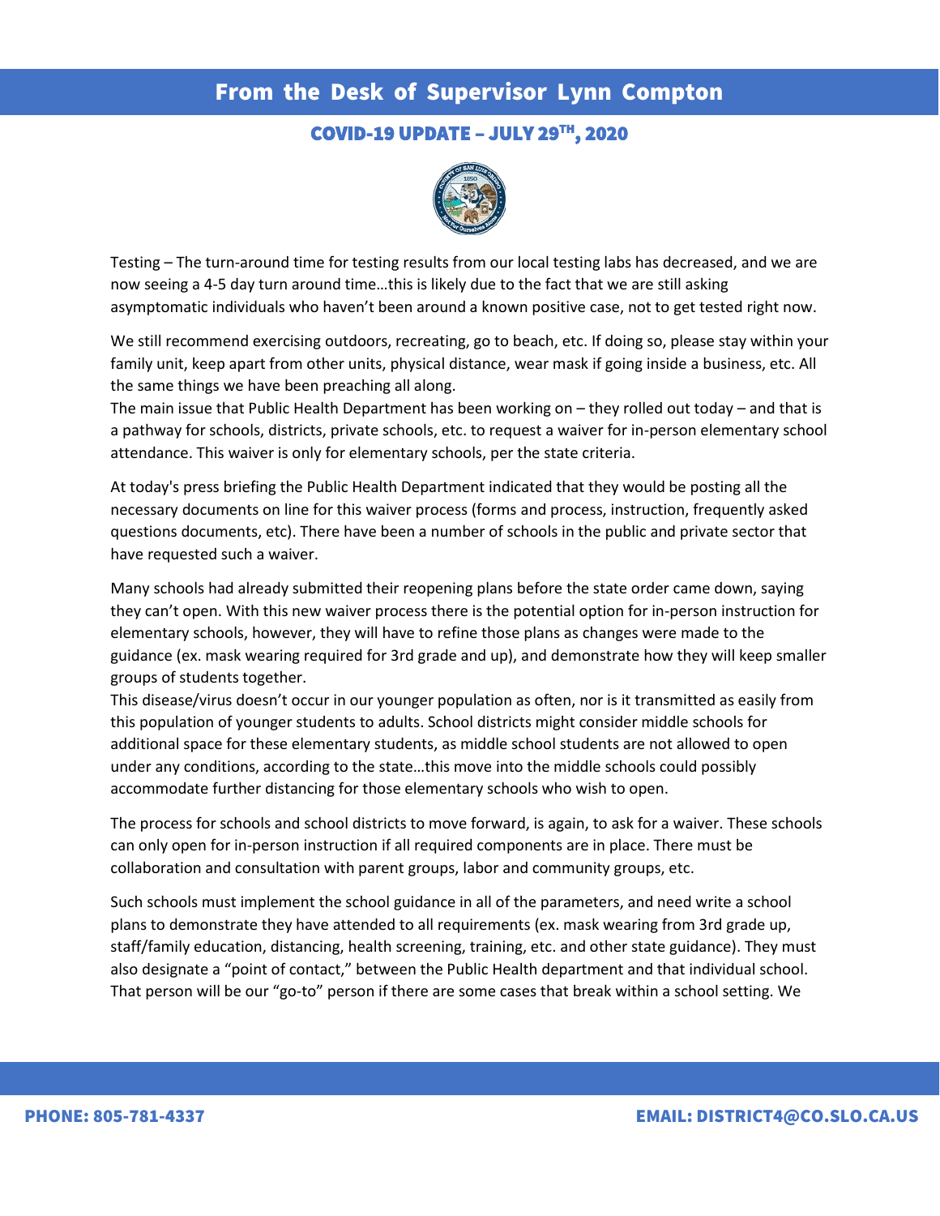## From the Desk of Supervisor Lynn Compton

### COVID-19 UPDATE – JULY 29TH, 2020

Testing – The turn-around time for testing results from our local testing labs has decreased, and we are now seeing a 4-5 day turn around time…this is likely due to the fact that we are still asking asymptomatic individuals who haven't been around a known positive case, not to get tested right now.

We still recommend exercising outdoors, recreating, go to beach, etc. If doing so, please stay within your family unit, keep apart from other units, physical distance, wear mask if going inside a business, etc. All the same things we have been preaching all along.

The main issue that Public Health Department has been working on – they rolled out today – and that is a pathway for schools, districts, private schools, etc. to request a waiver for in-person elementary school attendance. This waiver is only for elementary schools, per the state criteria.

At today's press briefing the Public Health Department indicated that they would be posting all the necessary documents on line for this waiver process (forms and process, instruction, frequently asked questions documents, etc). There have been a number of schools in the public and private sector that have requested such a waiver.

Many schools had already submitted their reopening plans before the state order came down, saying they can't open. With this new waiver process there is the potential option for in-person instruction for elementary schools, however, they will have to refine those plans as changes were made to the guidance (ex. mask wearing required for 3rd grade and up), and demonstrate how they will keep smaller groups of students together.

This disease/virus doesn't occur in our younger population as often, nor is it transmitted as easily from this population of younger students to adults. School districts might consider middle schools for additional space for these elementary students, as middle school students are not allowed to open under any conditions, according to the state…this move into the middle schools could possibly accommodate further distancing for those elementary schools who wish to open.

The process for schools and school districts to move forward, is again, to ask for a waiver. These schools can only open for in-person instruction if all required components are in place. There must be collaboration and consultation with parent groups, labor and community groups, etc.

Such schools must implement the school guidance in all of the parameters, and need write a school plans to demonstrate they have attended to all requirements (ex. mask wearing from 3rd grade up, staff/family education, distancing, health screening, training, etc. and other state guidance). They must also designate a "point of contact," between the Public Health department and that individual school. That person will be our "go-to" person if there are some cases that break within a school setting. We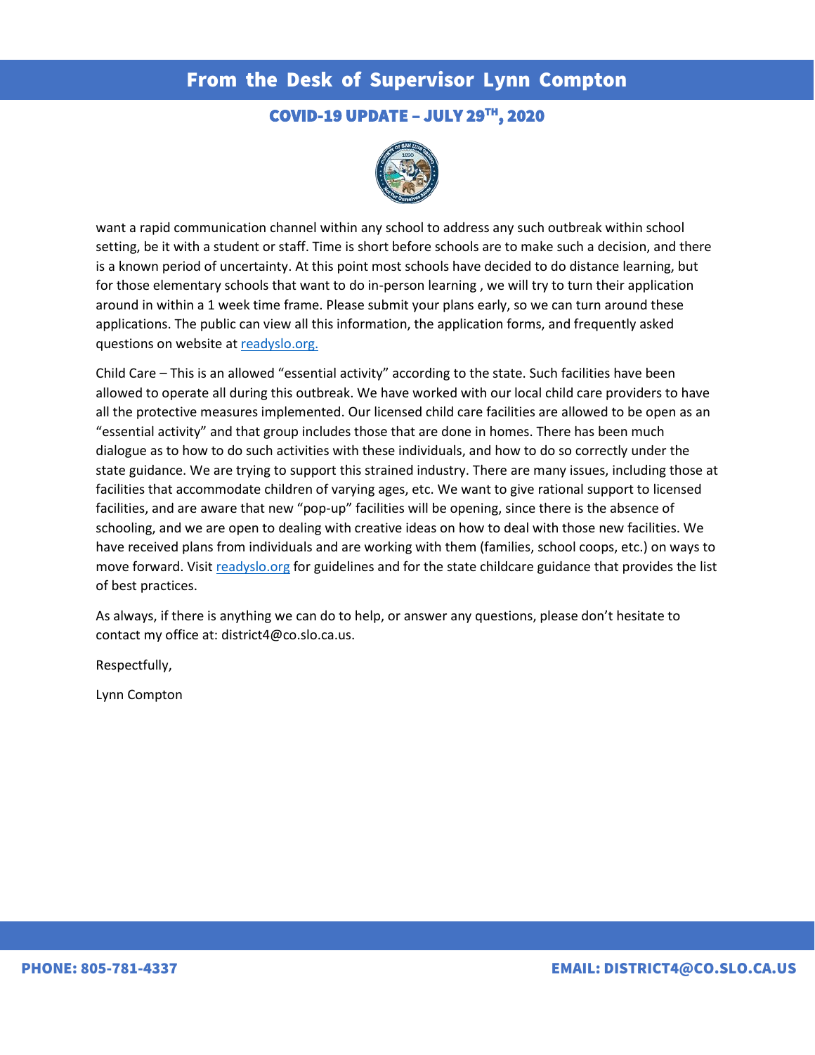want a rapid communication channel within any school to address any such outbreak within school setting, be it with a student or staff. Time is short before schools are to make such a decision, and there is a known period of uncertainty. At this point most schools have decided to do distance learning, but for those elementary schools that want to do in-person learning , we will try to turn their application around in within a 1 week time frame. Please submit your plans early, so we can turn around these applications. The public can view all this information, the application forms, and frequently asked questions on website at [readyslo.org.](readyslo.org)

Child Care – This is an allowed "essential activity" according to the state. Such facilities have been allowed to operate all during this outbreak. We have worked with our local child care providers to have all the protective measures implemented. Our licensed child care facilities are allowed to be open as an "essential activity" and that group includes those that are done in homes. There has been much dialogue as to how to do such activities with these individuals, and how to do so correctly under the state guidance. We are trying to support this strained industry. There are many issues, including those at facilities that accommodate children of varying ages, etc. We want to give rational support to licensed facilities, and are aware that new "pop-up" facilities will be opening, since there is the absence of schooling, and we are open to dealing with creative ideas on how to deal with those new facilities. We have received plans from individuals and are working with them (families, school coops, etc.) on ways to move forward. Visit [readyslo.org](readyslo.org) for guidelines and for the state childcare guidance that provides the list of best practices.

As always, if there is anything we can do to help, or answer any questions, please don't hesitate to contact my office at: district4@co.slo.ca.us.

Respectfully,

Lynn Compton